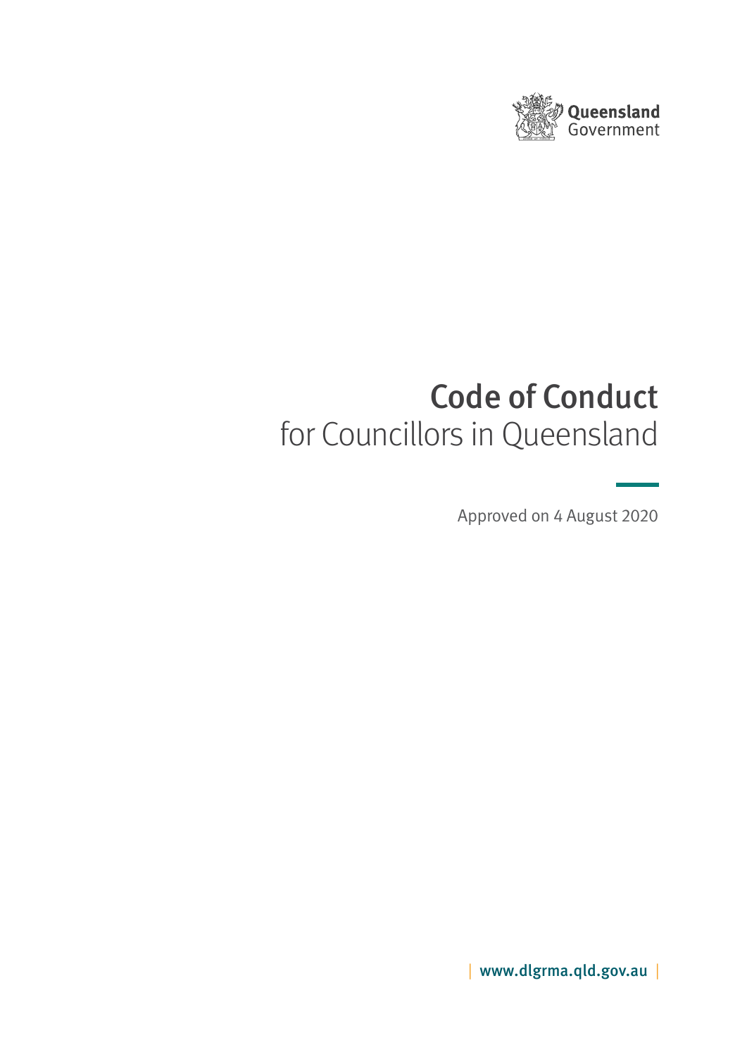Queensland Government

# Code of Conduct

for Councillors in Queensland

Approved on 4 August 2020

www.dlgrma.qld.gov.au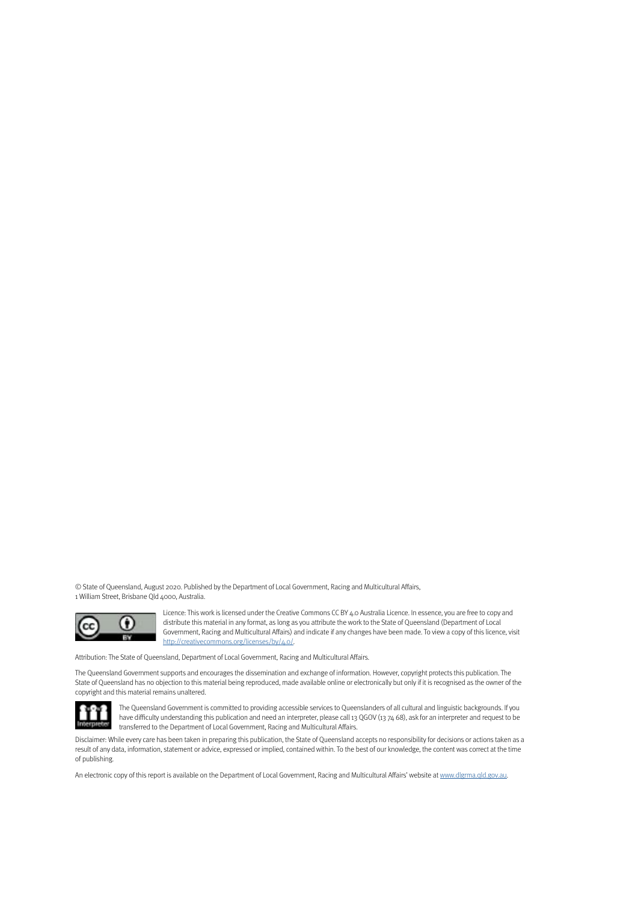© State of Queensland, August 2020. Published by the Department of Local Government, Racing and Multicultural Affairs, 1 William Street, Brisbane Qld 4000, Australia.

Licence: This work is licensed under the Creative Commons CC BY 4.0 Australia Licence. In essence, you are free to copy and distribute this material in any format, as long as you attribute the work to the State of Queensland (Department of Local Government, Racing and Multicultural Affairs) and indicate if any changes have been made. To view a copy of this licence, visit http://creativecommons.org/licenses/by/4.0/.

Attribution: The State of Queensland, Department of Local Government, Racing and Multicultural Affairs.

The Queensland Government supports and encourages the dissemination and exchange of information. However, copyright protects this publication. The State of Queensland has no objection to this material being reproduced, made available online or electronically but only if it is recognised as the owner of the copyright and this material remains unaltered.

The Queensland Government is committed to providing accessible services to Queenslanders of all cultural and linguistic backgrounds. If you have difficulty understanding this publication and need an interpreter, please call 13 QGOV (13 74 68), ask for an interpreter and request to be transferred to the Department of Local Government, Racing and Multicultural Affairs.

Disclaimer: While every care has been taken in preparing this publication, the State of Queensland accepts no responsibility for decisions or actions taken as a result of any data, information, statement or advice, expressed or implied, contained within. To the best of our knowledge, the content was correct at the time of publishing.

An electronic copy of this report is available on the Department of Local Government, Racing and Multicultural Affairs' website at www.dlgrma.qld.gov.au.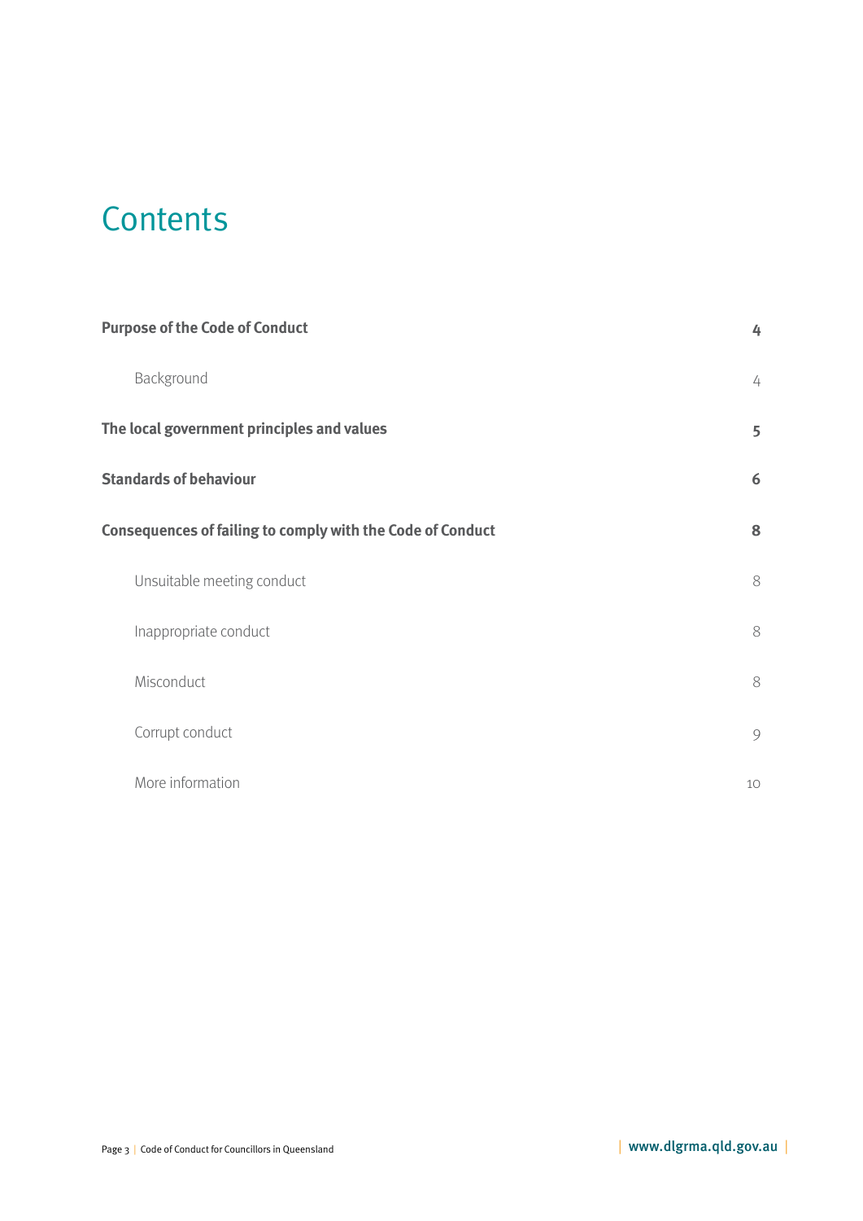# Contents

| | |
|---|---|
| **Purpose of the Code of Conduct** | **4** |
| Background | 4 |
| **The local government principles and values** | **5** |
| **Standards of behaviour** | **6** |
| **Consequences of failing to comply with the Code of Conduct** | **8** |
| Unsuitable meeting conduct | 8 |
| Inappropriate conduct | 8 |
| Misconduct | 8 |
| Corrupt conduct | 9 |
| More information | 10 |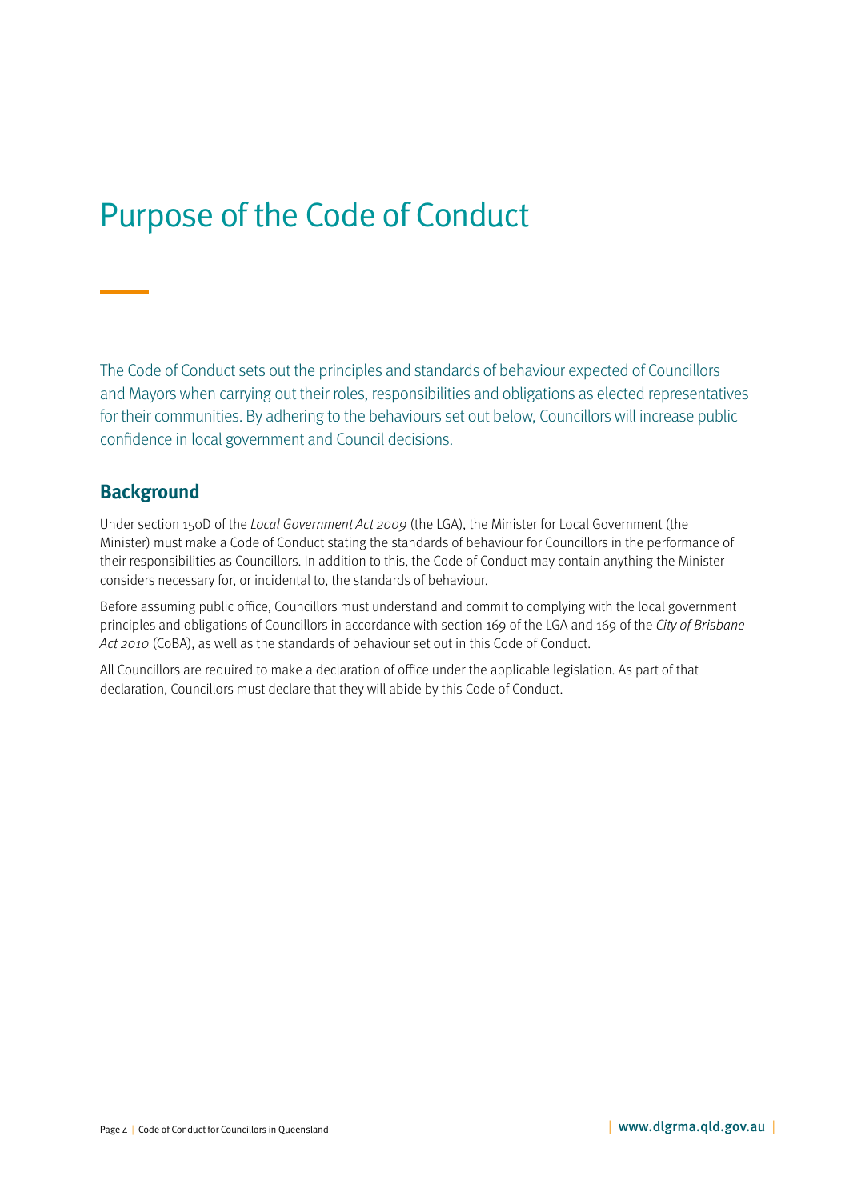# Purpose of the Code of Conduct

The Code of Conduct sets out the principles and standards of behaviour expected of Councillors and Mayors when carrying out their roles, responsibilities and obligations as elected representatives for their communities. By adhering to the behaviours set out below, Councillors will increase public confidence in local government and Council decisions.

## Background

Under section 150D of the *Local Government Act 2009* (the LGA), the Minister for Local Government (the Minister) must make a Code of Conduct stating the standards of behaviour for Councillors in the performance of their responsibilities as Councillors. In addition to this, the Code of Conduct may contain anything the Minister considers necessary for, or incidental to, the standards of behaviour.

Before assuming public office, Councillors must understand and commit to complying with the local government principles and obligations of Councillors in accordance with section 169 of the LGA and 169 of the *City of Brisbane Act 2010* (CoBA), as well as the standards of behaviour set out in this Code of Conduct.

All Councillors are required to make a declaration of office under the applicable legislation. As part of that declaration, Councillors must declare that they will abide by this Code of Conduct.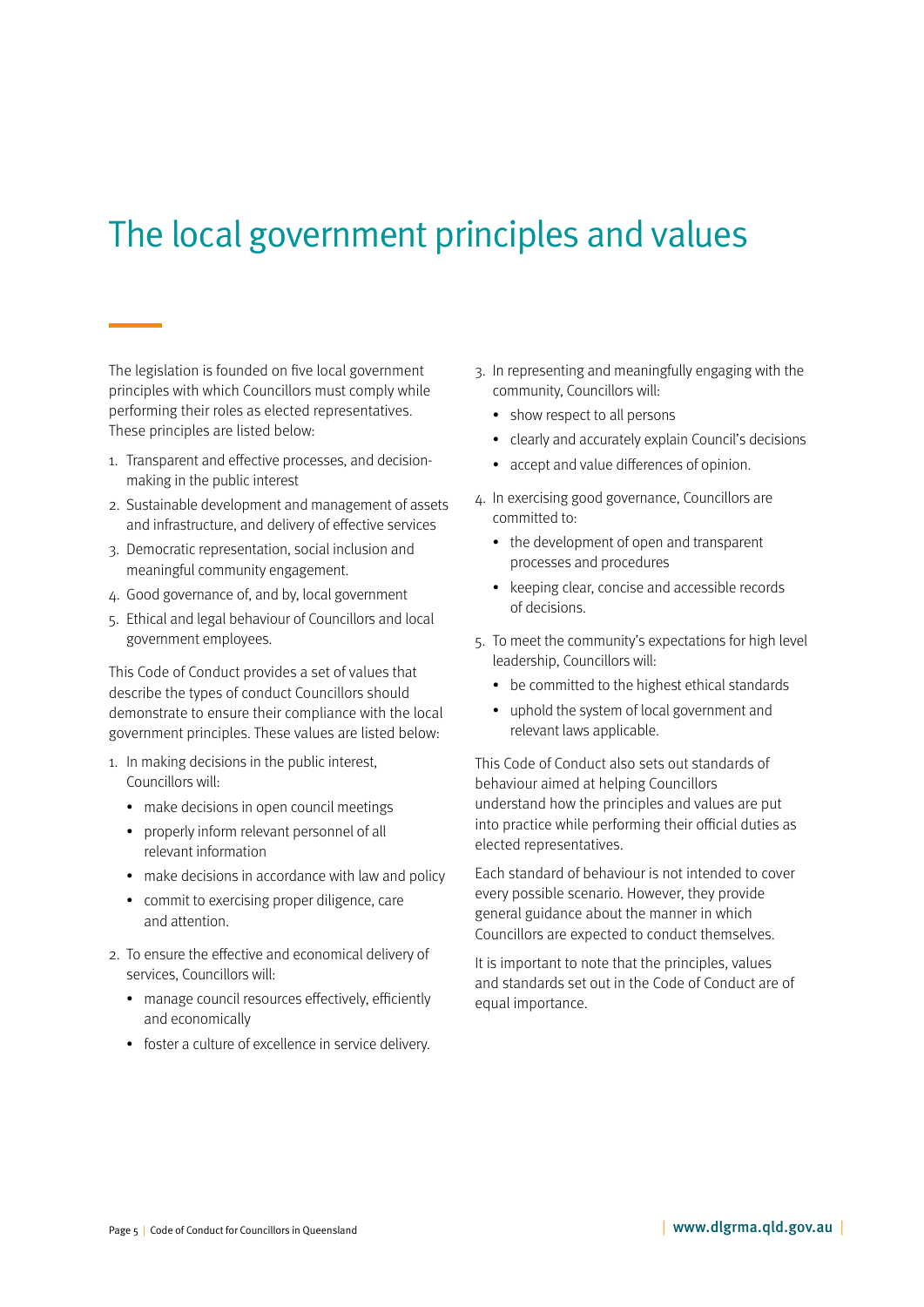# The local government principles and values

The legislation is founded on five local government principles with which Councillors must comply while performing their roles as elected representatives. These principles are listed below:

1. Transparent and effective processes, and decision-making in the public interest
2. Sustainable development and management of assets and infrastructure, and delivery of effective services
3. Democratic representation, social inclusion and meaningful community engagement.
4. Good governance of, and by, local government
5. Ethical and legal behaviour of Councillors and local government employees.

This Code of Conduct provides a set of values that describe the types of conduct Councillors should demonstrate to ensure their compliance with the local government principles. These values are listed below:

1. In making decisions in the public interest, Councillors will:
   - make decisions in open council meetings
   - properly inform relevant personnel of all relevant information
   - make decisions in accordance with law and policy
   - commit to exercising proper diligence, care and attention.
2. To ensure the effective and economical delivery of services, Councillors will:
   - manage council resources effectively, efficiently and economically
   - foster a culture of excellence in service delivery.
3. In representing and meaningfully engaging with the community, Councillors will:
   - show respect to all persons
   - clearly and accurately explain Council's decisions
   - accept and value differences of opinion.
4. In exercising good governance, Councillors are committed to:
   - the development of open and transparent processes and procedures
   - keeping clear, concise and accessible records of decisions.
5. To meet the community's expectations for high level leadership, Councillors will:
   - be committed to the highest ethical standards
   - uphold the system of local government and relevant laws applicable.

This Code of Conduct also sets out standards of behaviour aimed at helping Councillors understand how the principles and values are put into practice while performing their official duties as elected representatives.

Each standard of behaviour is not intended to cover every possible scenario. However, they provide general guidance about the manner in which Councillors are expected to conduct themselves.

It is important to note that the principles, values and standards set out in the Code of Conduct are of equal importance.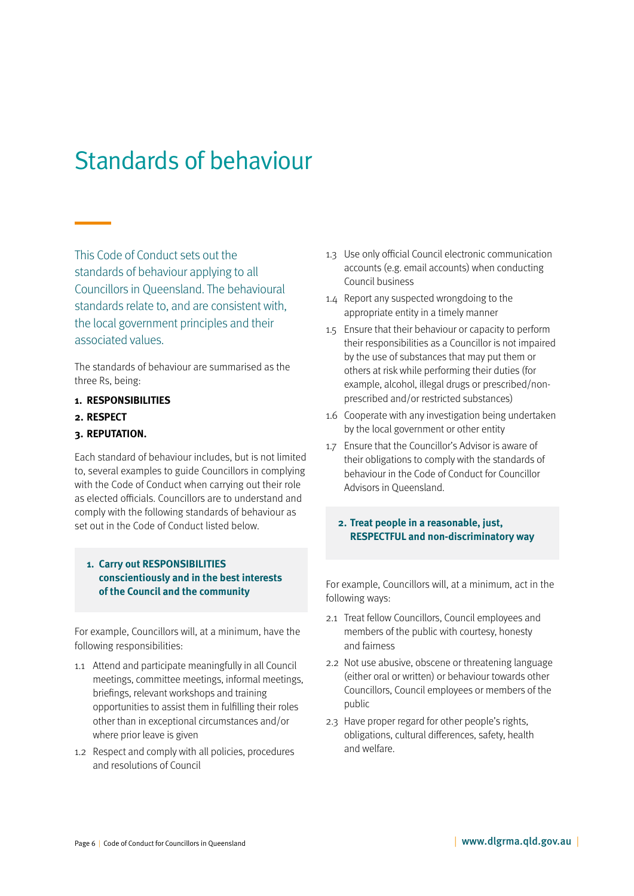# Standards of behaviour

This Code of Conduct sets out the standards of behaviour applying to all Councillors in Queensland. The behavioural standards relate to, and are consistent with, the local government principles and their associated values.

The standards of behaviour are summarised as the three Rs, being:

1. **RESPONSIBILITIES**
2. **RESPECT**
3. **REPUTATION.**

Each standard of behaviour includes, but is not limited to, several examples to guide Councillors in complying with the Code of Conduct when carrying out their role as elected officials. Councillors are to understand and comply with the following standards of behaviour as set out in the Code of Conduct listed below.

### 1. Carry out RESPONSIBILITIES conscientiously and in the best interests of the Council and the community

For example, Councillors will, at a minimum, have the following responsibilities:

1.1 Attend and participate meaningfully in all Council meetings, committee meetings, informal meetings, briefings, relevant workshops and training opportunities to assist them in fulfilling their roles other than in exceptional circumstances and/or where prior leave is given

1.2 Respect and comply with all policies, procedures and resolutions of Council

1.3 Use only official Council electronic communication accounts (e.g. email accounts) when conducting Council business

1.4 Report any suspected wrongdoing to the appropriate entity in a timely manner

1.5 Ensure that their behaviour or capacity to perform their responsibilities as a Councillor is not impaired by the use of substances that may put them or others at risk while performing their duties (for example, alcohol, illegal drugs or prescribed/non-prescribed and/or restricted substances)

1.6 Cooperate with any investigation being undertaken by the local government or other entity

1.7 Ensure that the Councillor's Advisor is aware of their obligations to comply with the standards of behaviour in the Code of Conduct for Councillor Advisors in Queensland.

### 2. Treat people in a reasonable, just, RESPECTFUL and non-discriminatory way

For example, Councillors will, at a minimum, act in the following ways:

2.1 Treat fellow Councillors, Council employees and members of the public with courtesy, honesty and fairness

2.2 Not use abusive, obscene or threatening language (either oral or written) or behaviour towards other Councillors, Council employees or members of the public

2.3 Have proper regard for other people's rights, obligations, cultural differences, safety, health and welfare.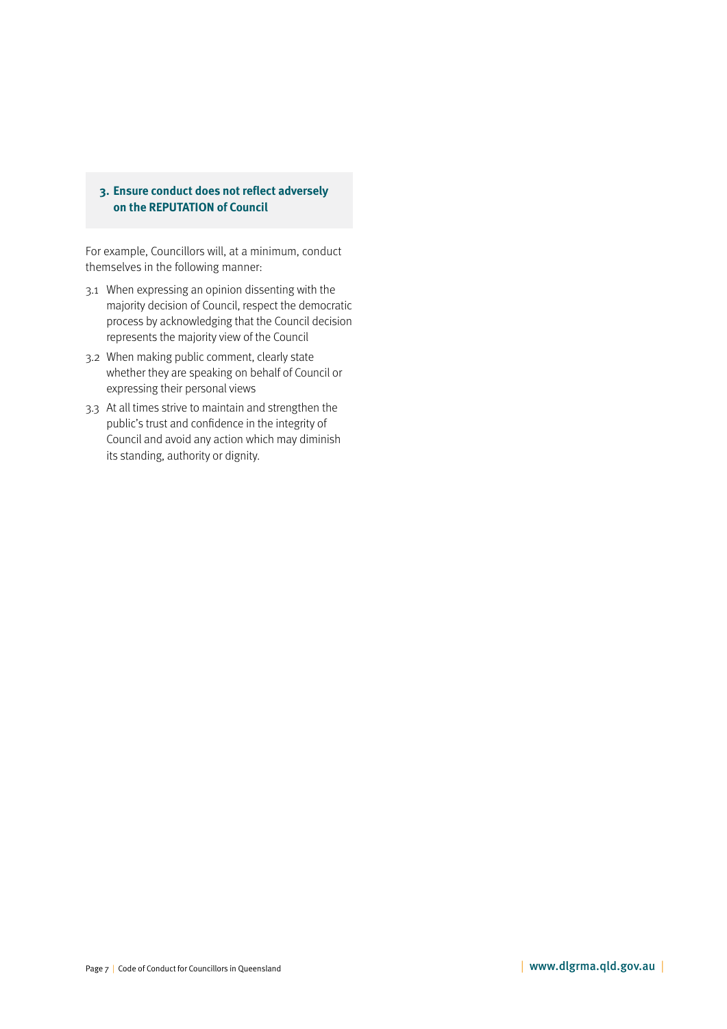### 3. Ensure conduct does not reflect adversely on the REPUTATION of Council

For example, Councillors will, at a minimum, conduct themselves in the following manner:

3.1 When expressing an opinion dissenting with the majority decision of Council, respect the democratic process by acknowledging that the Council decision represents the majority view of the Council

3.2 When making public comment, clearly state whether they are speaking on behalf of Council or expressing their personal views

3.3 At all times strive to maintain and strengthen the public's trust and confidence in the integrity of Council and avoid any action which may diminish its standing, authority or dignity.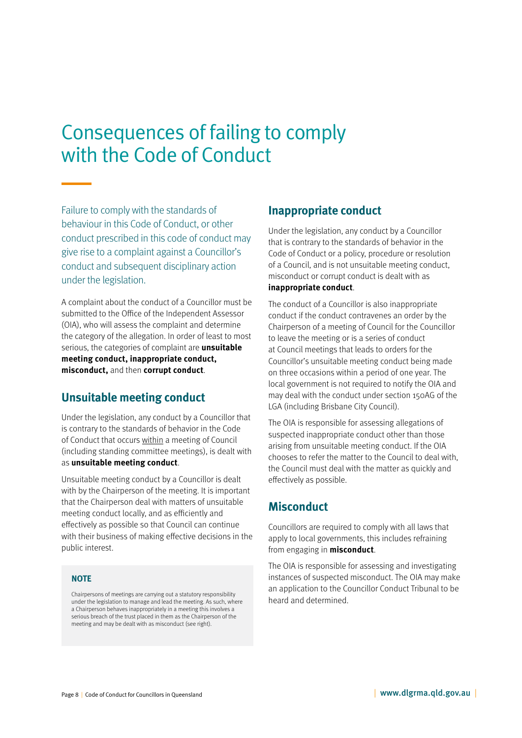# Consequences of failing to comply with the Code of Conduct

Failure to comply with the standards of behaviour in this Code of Conduct, or other conduct prescribed in this code of conduct may give rise to a complaint against a Councillor's conduct and subsequent disciplinary action under the legislation.

A complaint about the conduct of a Councillor must be submitted to the Office of the Independent Assessor (OIA), who will assess the complaint and determine the category of the allegation. In order of least to most serious, the categories of complaint are **unsuitable meeting conduct, inappropriate conduct, misconduct,** and then **corrupt conduct**.

## Unsuitable meeting conduct

Under the legislation, any conduct by a Councillor that is contrary to the standards of behavior in the Code of Conduct that occurs within a meeting of Council (including standing committee meetings), is dealt with as **unsuitable meeting conduct**.

Unsuitable meeting conduct by a Councillor is dealt with by the Chairperson of the meeting. It is important that the Chairperson deal with matters of unsuitable meeting conduct locally, and as efficiently and effectively as possible so that Council can continue with their business of making effective decisions in the public interest.

> **NOTE**
>
> Chairpersons of meetings are carrying out a statutory responsibility under the legislation to manage and lead the meeting. As such, where a Chairperson behaves inappropriately in a meeting this involves a serious breach of the trust placed in them as the Chairperson of the meeting and may be dealt with as misconduct (see right).

## Inappropriate conduct

Under the legislation, any conduct by a Councillor that is contrary to the standards of behavior in the Code of Conduct or a policy, procedure or resolution of a Council, and is not unsuitable meeting conduct, misconduct or corrupt conduct is dealt with as **inappropriate conduct**.

The conduct of a Councillor is also inappropriate conduct if the conduct contravenes an order by the Chairperson of a meeting of Council for the Councillor to leave the meeting or is a series of conduct at Council meetings that leads to orders for the Councillor's unsuitable meeting conduct being made on three occasions within a period of one year. The local government is not required to notify the OIA and may deal with the conduct under section 150AG of the LGA (including Brisbane City Council).

The OIA is responsible for assessing allegations of suspected inappropriate conduct other than those arising from unsuitable meeting conduct. If the OIA chooses to refer the matter to the Council to deal with, the Council must deal with the matter as quickly and effectively as possible.

## Misconduct

Councillors are required to comply with all laws that apply to local governments, this includes refraining from engaging in **misconduct**.

The OIA is responsible for assessing and investigating instances of suspected misconduct. The OIA may make an application to the Councillor Conduct Tribunal to be heard and determined.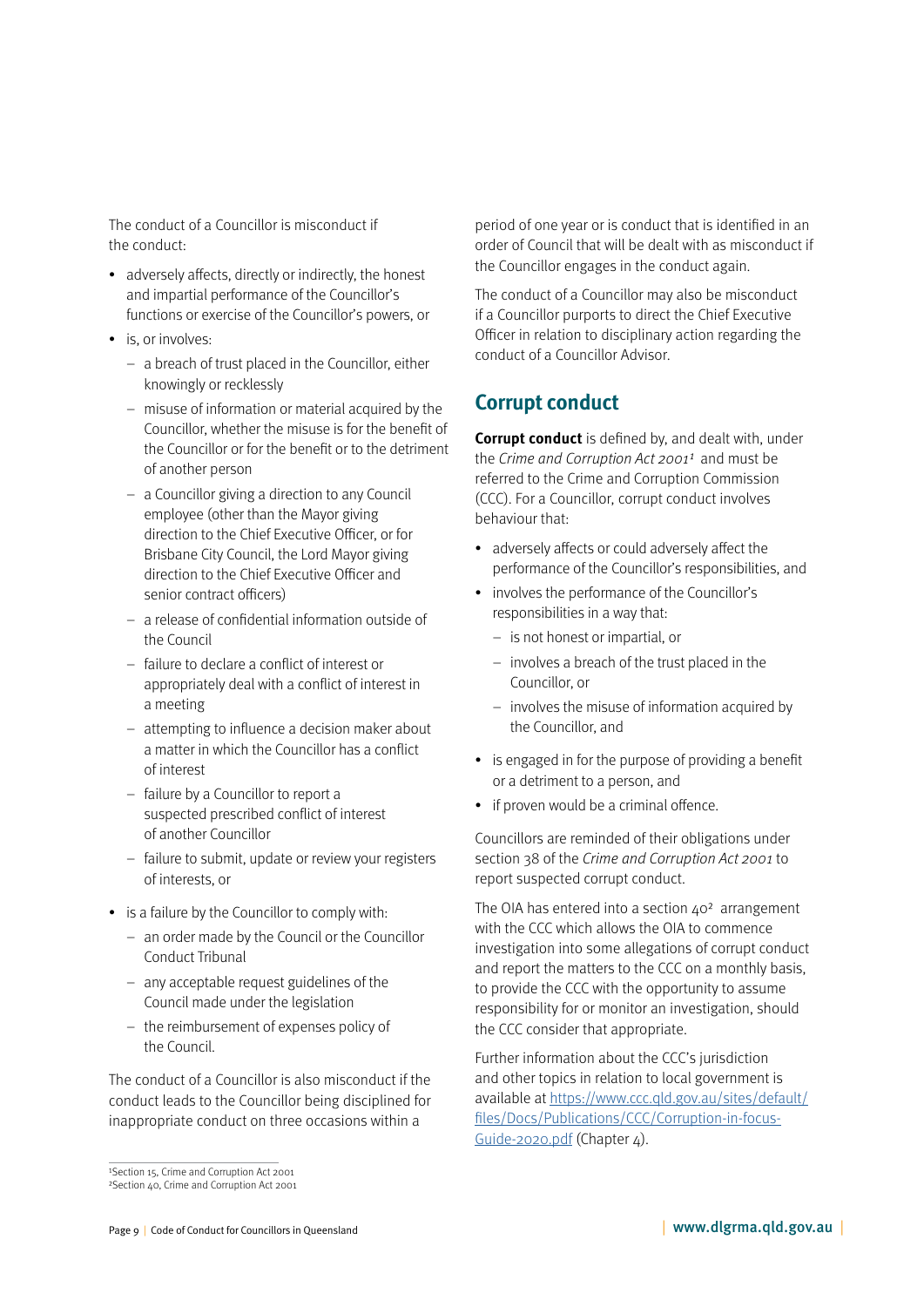The conduct of a Councillor is misconduct if the conduct:

- adversely affects, directly or indirectly, the honest and impartial performance of the Councillor's functions or exercise of the Councillor's powers, or
- is, or involves:
  - a breach of trust placed in the Councillor, either knowingly or recklessly
  - misuse of information or material acquired by the Councillor, whether the misuse is for the benefit of the Councillor or for the benefit or to the detriment of another person
  - a Councillor giving a direction to any Council employee (other than the Mayor giving direction to the Chief Executive Officer, or for Brisbane City Council, the Lord Mayor giving direction to the Chief Executive Officer and senior contract officers)
  - a release of confidential information outside of the Council
  - failure to declare a conflict of interest or appropriately deal with a conflict of interest in a meeting
  - attempting to influence a decision maker about a matter in which the Councillor has a conflict of interest
  - failure by a Councillor to report a suspected prescribed conflict of interest of another Councillor
  - failure to submit, update or review your registers of interests, or
- is a failure by the Councillor to comply with:
  - an order made by the Council or the Councillor Conduct Tribunal
  - any acceptable request guidelines of the Council made under the legislation
  - the reimbursement of expenses policy of the Council.

The conduct of a Councillor is also misconduct if the conduct leads to the Councillor being disciplined for inappropriate conduct on three occasions within a period of one year or is conduct that is identified in an order of Council that will be dealt with as misconduct if the Councillor engages in the conduct again.

The conduct of a Councillor may also be misconduct if a Councillor purports to direct the Chief Executive Officer in relation to disciplinary action regarding the conduct of a Councillor Advisor.

## Corrupt conduct

**Corrupt conduct** is defined by, and dealt with, under the *Crime and Corruption Act 2001*[1] and must be referred to the Crime and Corruption Commission (CCC). For a Councillor, corrupt conduct involves behaviour that:

- adversely affects or could adversely affect the performance of the Councillor's responsibilities, and
- involves the performance of the Councillor's responsibilities in a way that:
  - is not honest or impartial, or
  - involves a breach of the trust placed in the Councillor, or
  - involves the misuse of information acquired by the Councillor, and
- is engaged in for the purpose of providing a benefit or a detriment to a person, and
- if proven would be a criminal offence.

Councillors are reminded of their obligations under section 38 of the *Crime and Corruption Act 2001* to report suspected corrupt conduct.

The OIA has entered into a section 40[2] arrangement with the CCC which allows the OIA to commence investigation into some allegations of corrupt conduct and report the matters to the CCC on a monthly basis, to provide the CCC with the opportunity to assume responsibility for or monitor an investigation, should the CCC consider that appropriate.

Further information about the CCC's jurisdiction and other topics in relation to local government is available at https://www.ccc.qld.gov.au/sites/default/files/Docs/Publications/CCC/Corruption-in-focus-Guide-2020.pdf (Chapter 4).

---

[1] Section 15, Crime and Corruption Act 2001
[2] Section 40, Crime and Corruption Act 2001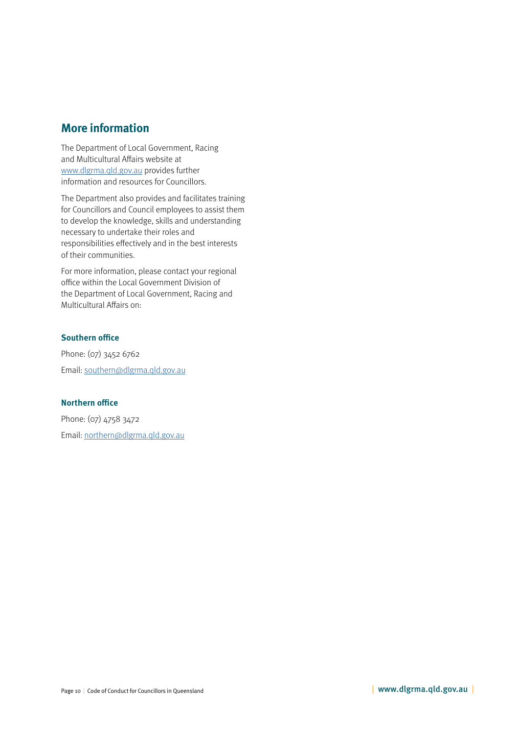## More information

The Department of Local Government, Racing and Multicultural Affairs website at www.dlgrma.qld.gov.au provides further information and resources for Councillors.

The Department also provides and facilitates training for Councillors and Council employees to assist them to develop the knowledge, skills and understanding necessary to undertake their roles and responsibilities effectively and in the best interests of their communities.

For more information, please contact your regional office within the Local Government Division of the Department of Local Government, Racing and Multicultural Affairs on:

### Southern office

Phone: (07) 3452 6762

Email: southern@dlgrma.qld.gov.au

### Northern office

Phone: (07) 4758 3472

Email: northern@dlgrma.qld.gov.au